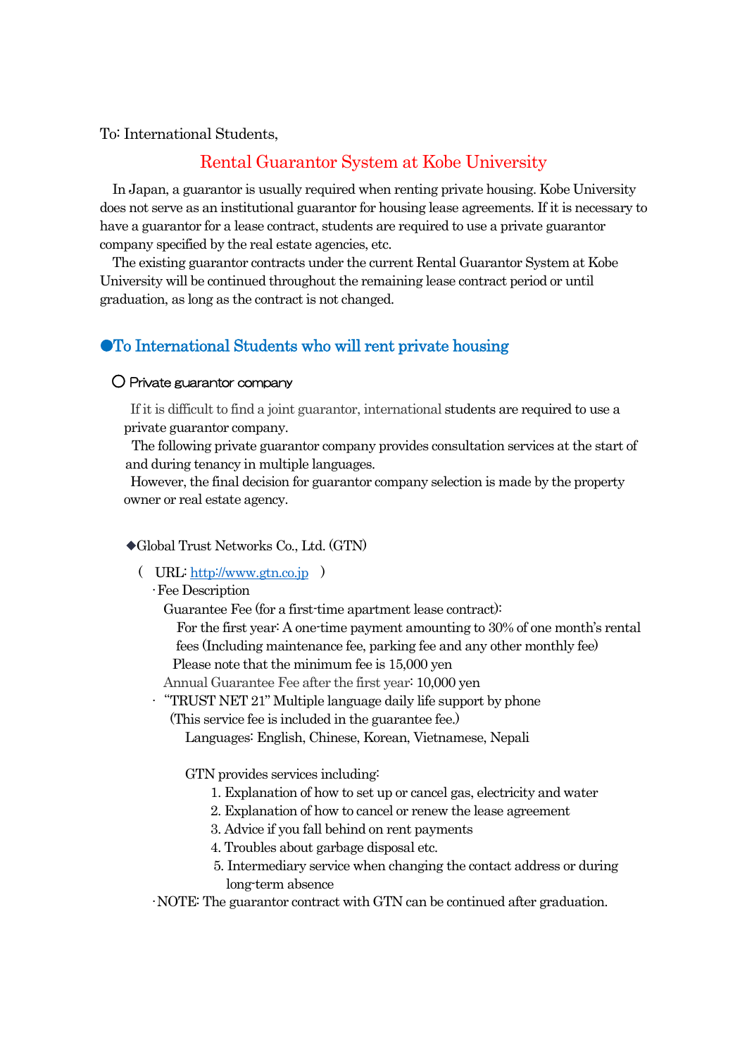To: International Students,

# Rental Guarantor System at Kobe University

In Japan, a guarantor is usually required when renting private housing. Kobe University does not serve as an institutional guarantor for housing lease agreements. If it is necessary to have a guarantor for a lease contract, students are required to use a private guarantor company specified by the real estate agencies, etc.

The existing guarantor contracts under the current Rental Guarantor System at Kobe University will be continued throughout the remaining lease contract period or until graduation, as long as the contract is not changed.

## ●To International Students who will rent private housing

### ○ Private guarantor company

If it is difficult to find a joint guarantor, international students are required to use a private guarantor company.

The following private guarantor company provides consultation services at the start of and during tenancy in multiple languages.

However, the final decision for guarantor company selection is made by the property owner or real estate agency.

◆Global Trust Networks Co., Ltd. (GTN)

( URL: http://www.gtn.co.jp )

- Fee Description

  Guarantee Fee (for a first-time apartment lease contract):

  For the first year: A one-time payment amounting to 30% of one month's rental fees (Including maintenance fee, parking fee and any other monthly fee)

  Please note that the minimum fee is 15,000 yen

  Annual Guarantee Fee after the first year: 10,000 yen

- "TRUST NET 21" Multiple language daily life support by phone

  (This service fee is included in the guarantee fee.)

  Languages: English, Chinese, Korean, Vietnamese, Nepali

  GTN provides services including:

  1. Explanation of how to set up or cancel gas, electricity and water
  2. Explanation of how to cancel or renew the lease agreement
  3. Advice if you fall behind on rent payments
  4. Troubles about garbage disposal etc.
  5. Intermediary service when changing the contact address or during long-term absence

- NOTE: The guarantor contract with GTN can be continued after graduation.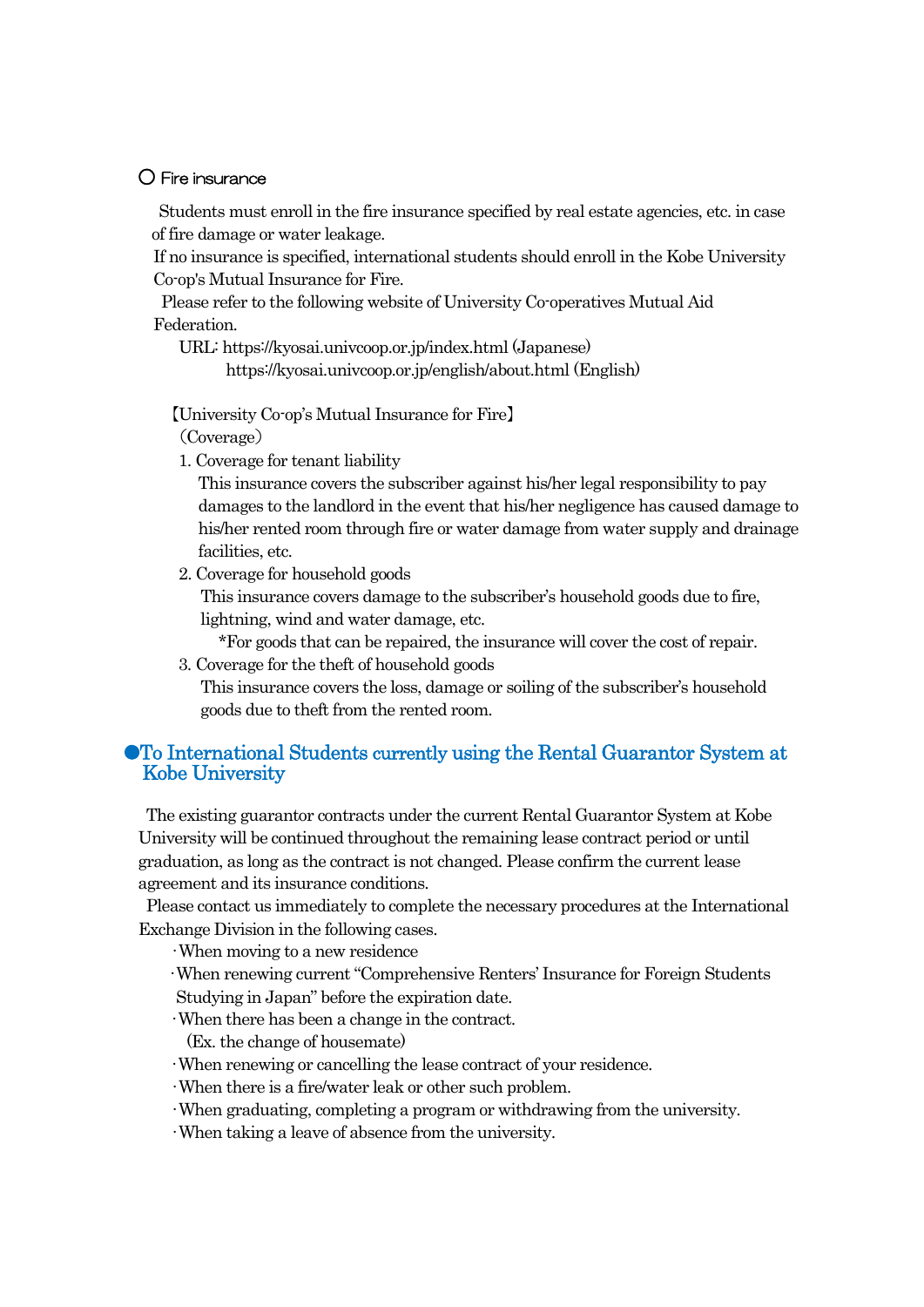### ○ Fire insurance

Students must enroll in the fire insurance specified by real estate agencies, etc. in case of fire damage or water leakage.

If no insurance is specified, international students should enroll in the Kobe University Co-op's Mutual Insurance for Fire.

Please refer to the following website of University Co-operatives Mutual Aid Federation.

URL: https://kyosai.univcoop.or.jp/index.html (Japanese)
https://kyosai.univcoop.or.jp/english/about.html (English)

【University Co-op's Mutual Insurance for Fire】

（Coverage）

1. Coverage for tenant liability
   This insurance covers the subscriber against his/her legal responsibility to pay damages to the landlord in the event that his/her negligence has caused damage to his/her rented room through fire or water damage from water supply and drainage facilities, etc.
2. Coverage for household goods
   This insurance covers damage to the subscriber's household goods due to fire, lightning, wind and water damage, etc.
   *For goods that can be repaired, the insurance will cover the cost of repair.
3. Coverage for the theft of household goods
   This insurance covers the loss, damage or soiling of the subscriber's household goods due to theft from the rented room.

## ●To International Students currently using the Rental Guarantor System at Kobe University

The existing guarantor contracts under the current Rental Guarantor System at Kobe University will be continued throughout the remaining lease contract period or until graduation, as long as the contract is not changed. Please confirm the current lease agreement and its insurance conditions.

Please contact us immediately to complete the necessary procedures at the International Exchange Division in the following cases.

- When moving to a new residence
- When renewing current "Comprehensive Renters' Insurance for Foreign Students Studying in Japan" before the expiration date.
- When there has been a change in the contract.
  (Ex. the change of housemate)
- When renewing or cancelling the lease contract of your residence.
- When there is a fire/water leak or other such problem.
- When graduating, completing a program or withdrawing from the university.
- When taking a leave of absence from the university.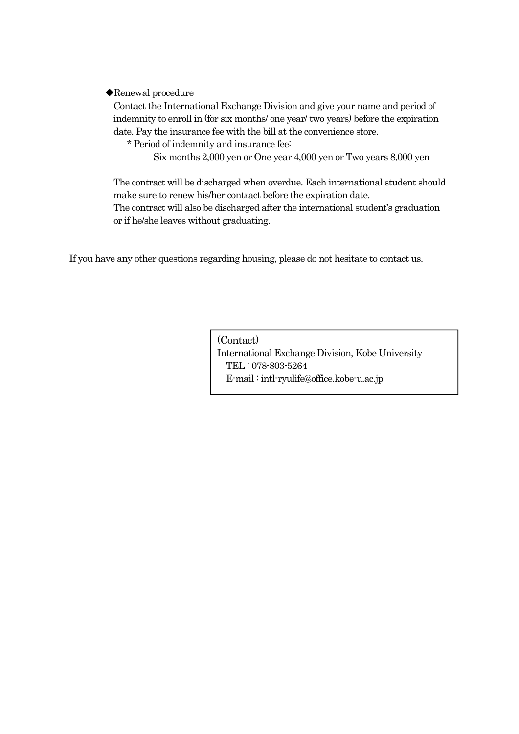◆Renewal procedure

Contact the International Exchange Division and give your name and period of indemnity to enroll in (for six months/ one year/ two years) before the expiration date. Pay the insurance fee with the bill at the convenience store.

* Period of indemnity and insurance fee:

Six months 2,000 yen or One year 4,000 yen or Two years 8,000 yen

The contract will be discharged when overdue. Each international student should make sure to renew his/her contract before the expiration date.

The contract will also be discharged after the international student's graduation or if he/she leaves without graduating.

If you have any other questions regarding housing, please do not hesitate to contact us.

(Contact)
International Exchange Division, Kobe University
TEL : 078-803-5264
E-mail : intl-ryulife@office.kobe-u.ac.jp